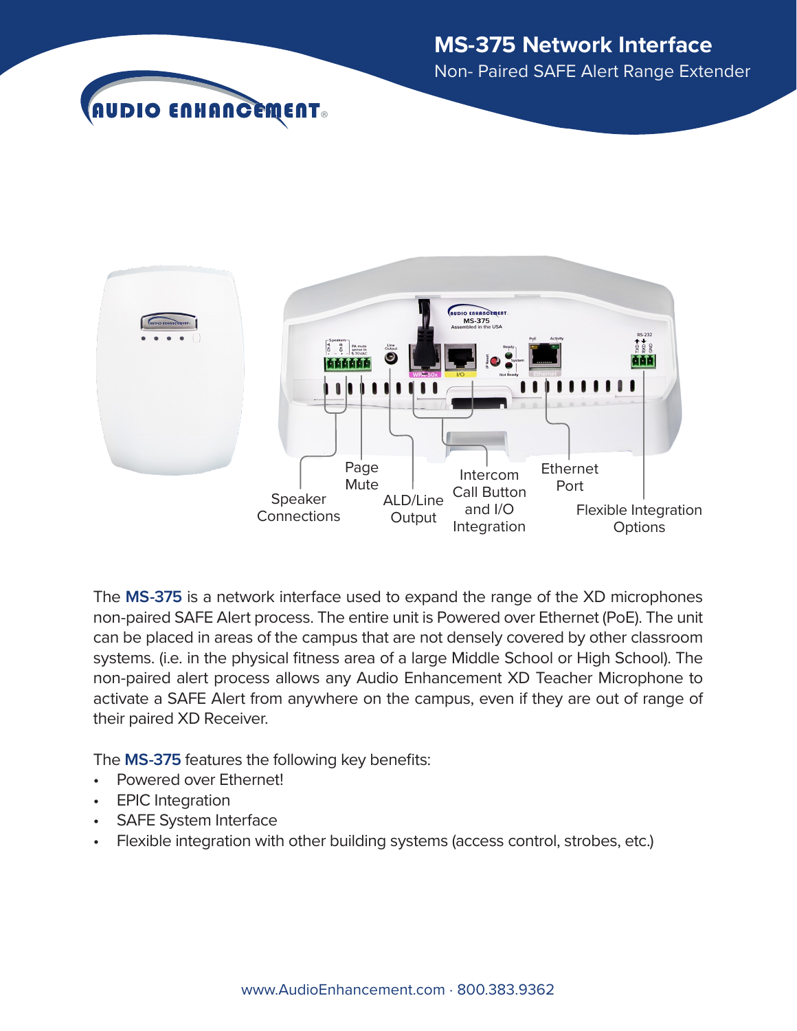# MS-375 Network Interface

Non- Paired SAFE Alert Range Extender

Speaker Connections

Page Mute

ALD/Line Output

Intercom Call Button and I/O Integration

Ethernet Port

Flexible Integration Options

The **MS-375** is a network interface used to expand the range of the XD microphones non-paired SAFE Alert process. The entire unit is Powered over Ethernet (PoE). The unit can be placed in areas of the campus that are not densely covered by other classroom systems. (i.e. in the physical fitness area of a large Middle School or High School). The non-paired alert process allows any Audio Enhancement XD Teacher Microphone to activate a SAFE Alert from anywhere on the campus, even if they are out of range of their paired XD Receiver.

The **MS-375** features the following key benefits:

- Powered over Ethernet!
- EPIC Integration
- SAFE System Interface
- Flexible integration with other building systems (access control, strobes, etc.)

www.AudioEnhancement.com · 800.383.9362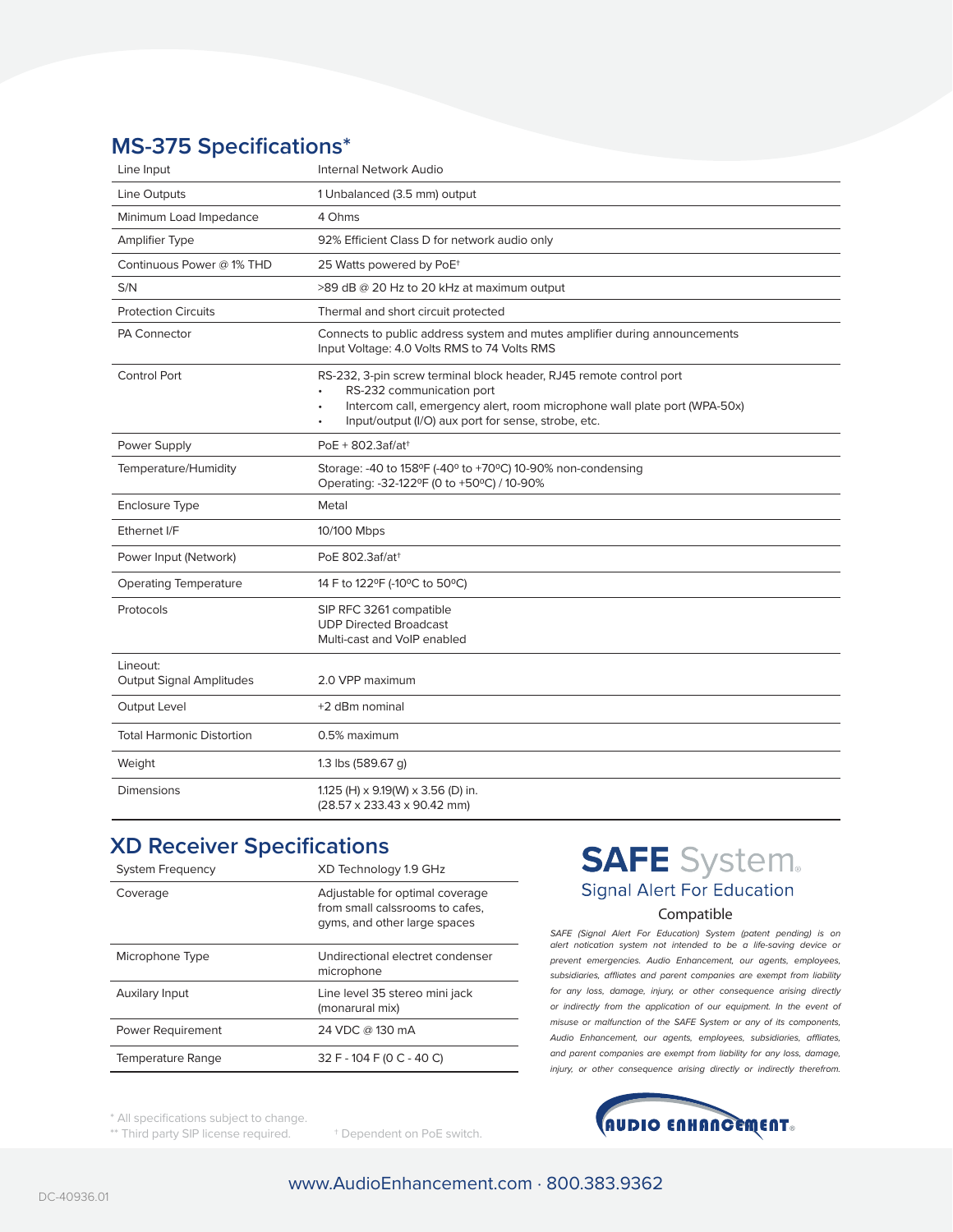## MS-375 Specifications*

| | |
|---|---|
| Line Input | Internal Network Audio |
| Line Outputs | 1 Unbalanced (3.5 mm) output |
| Minimum Load Impedance | 4 Ohms |
| Amplifier Type | 92% Efficient Class D for network audio only |
| Continuous Power @ 1% THD | 25 Watts powered by PoE† |
| S/N | >89 dB @ 20 Hz to 20 kHz at maximum output |
| Protection Circuits | Thermal and short circuit protected |
| PA Connector | Connects to public address system and mutes amplifier during announcements<br>Input Voltage: 4.0 Volts RMS to 74 Volts RMS |
| Control Port | RS-232, 3-pin screw terminal block header, RJ45 remote control port<br>• RS-232 communication port<br>• Intercom call, emergency alert, room microphone wall plate port (WPA-50x)<br>• Input/output (I/O) aux port for sense, strobe, etc. |
| Power Supply | PoE + 802.3af/at† |
| Temperature/Humidity | Storage: -40 to 158ºF (-40º to +70ºC) 10-90% non-condensing<br>Operating: -32-122ºF (0 to +50ºC) / 10-90% |
| Enclosure Type | Metal |
| Ethernet I/F | 10/100 Mbps |
| Power Input (Network) | PoE 802.3af/at† |
| Operating Temperature | 14 F to 122ºF (-10ºC to 50ºC) |
| Protocols | SIP RFC 3261 compatible<br>UDP Directed Broadcast<br>Multi-cast and VoIP enabled |
| Lineout:<br>Output Signal Amplitudes | 2.0 VPP maximum |
| Output Level | +2 dBm nominal |
| Total Harmonic Distortion | 0.5% maximum |
| Weight | 1.3 lbs (589.67 g) |
| Dimensions | 1.125 (H) x 9.19(W) x 3.56 (D) in.<br>(28.57 x 233.43 x 90.42 mm) |

## XD Receiver Specifications

| | |
|---|---|
| System Frequency | XD Technology 1.9 GHz |
| Coverage | Adjustable for optimal coverage from small calssrooms to cafes, gyms, and other large spaces |
| Microphone Type | Undirectional electret condenser microphone |
| Auxilary Input | Line level 35 stereo mini jack (monarural mix) |
| Power Requirement | 24 VDC @ 130 mA |
| Temperature Range | 32 F - 104 F (0 C - 40 C) |

**SAFE** System®

Signal Alert For Education

Compatible

*SAFE (Signal Alert For Education) System (patent pending) is an alert notication system not intended to be a life-saving device or prevent emergencies. Audio Enhancement, our agents, employees, subsidiaries, affliates and parent companies are exempt from liability for any loss, damage, injury, or other consequence arising directly or indirectly from the application of our equipment. In the event of misuse or malfunction of the SAFE System or any of its components, Audio Enhancement, our agents, employees, subsidiaries, affliates, and parent companies are exempt from liability for any loss, damage, injury, or other consequence arising directly or indirectly therefrom.*

\* All specifications subject to change.

\*\* Third party SIP license required.

† Dependent on PoE switch.

AUDIO ENHANCEMENT®

www.AudioEnhancement.com · 800.383.9362

DC-40936.01